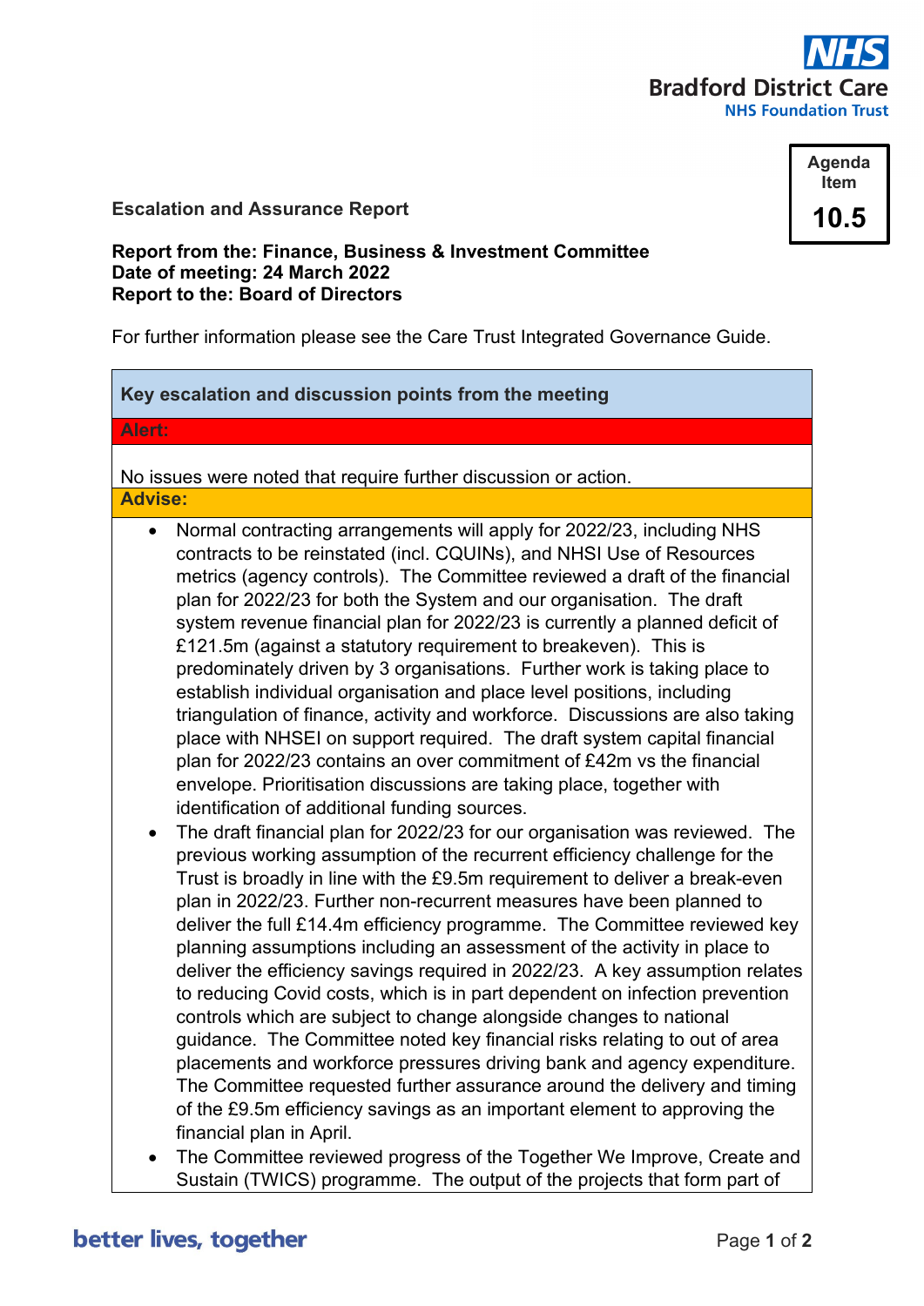**Bradford District Care**
**NHS Foundation Trust**

| Agenda Item |
| --- |
| **10.5** |

**Escalation and Assurance Report**

**Report from the: Finance, Business & Investment Committee**
**Date of meeting: 24 March 2022**
**Report to the: Board of Directors**

For further information please see the Care Trust Integrated Governance Guide.

### Key escalation and discussion points from the meeting

**Alert:**

No issues were noted that require further discussion or action.

**Advise:**

- Normal contracting arrangements will apply for 2022/23, including NHS contracts to be reinstated (incl. CQUINs), and NHSI Use of Resources metrics (agency controls). The Committee reviewed a draft of the financial plan for 2022/23 for both the System and our organisation. The draft system revenue financial plan for 2022/23 is currently a planned deficit of £121.5m (against a statutory requirement to breakeven). This is predominately driven by 3 organisations. Further work is taking place to establish individual organisation and place level positions, including triangulation of finance, activity and workforce. Discussions are also taking place with NHSEI on support required. The draft system capital financial plan for 2022/23 contains an over commitment of £42m vs the financial envelope. Prioritisation discussions are taking place, together with identification of additional funding sources.
- The draft financial plan for 2022/23 for our organisation was reviewed. The previous working assumption of the recurrent efficiency challenge for the Trust is broadly in line with the £9.5m requirement to deliver a break-even plan in 2022/23. Further non-recurrent measures have been planned to deliver the full £14.4m efficiency programme. The Committee reviewed key planning assumptions including an assessment of the activity in place to deliver the efficiency savings required in 2022/23. A key assumption relates to reducing Covid costs, which is in part dependent on infection prevention controls which are subject to change alongside changes to national guidance. The Committee noted key financial risks relating to out of area placements and workforce pressures driving bank and agency expenditure. The Committee requested further assurance around the delivery and timing of the £9.5m efficiency savings as an important element to approving the financial plan in April.
- The Committee reviewed progress of the Together We Improve, Create and Sustain (TWICS) programme. The output of the projects that form part of

better lives, together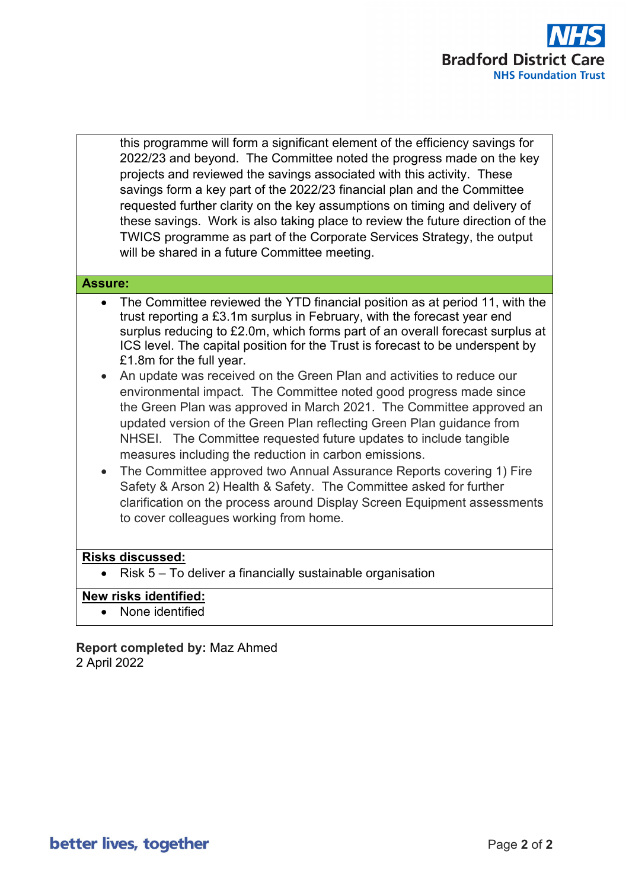this programme will form a significant element of the efficiency savings for 2022/23 and beyond. The Committee noted the progress made on the key projects and reviewed the savings associated with this activity. These savings form a key part of the 2022/23 financial plan and the Committee requested further clarity on the key assumptions on timing and delivery of these savings. Work is also taking place to review the future direction of the TWICS programme as part of the Corporate Services Strategy, the output will be shared in a future Committee meeting.

**Assure:**

- The Committee reviewed the YTD financial position as at period 11, with the trust reporting a £3.1m surplus in February, with the forecast year end surplus reducing to £2.0m, which forms part of an overall forecast surplus at ICS level. The capital position for the Trust is forecast to be underspent by £1.8m for the full year.
- An update was received on the Green Plan and activities to reduce our environmental impact. The Committee noted good progress made since the Green Plan was approved in March 2021. The Committee approved an updated version of the Green Plan reflecting Green Plan guidance from NHSEI. The Committee requested future updates to include tangible measures including the reduction in carbon emissions.
- The Committee approved two Annual Assurance Reports covering 1) Fire Safety & Arson 2) Health & Safety. The Committee asked for further clarification on the process around Display Screen Equipment assessments to cover colleagues working from home.

**Risks discussed:**

- Risk 5 – To deliver a financially sustainable organisation

**New risks identified:**

- None identified

**Report completed by:** Maz Ahmed
2 April 2022